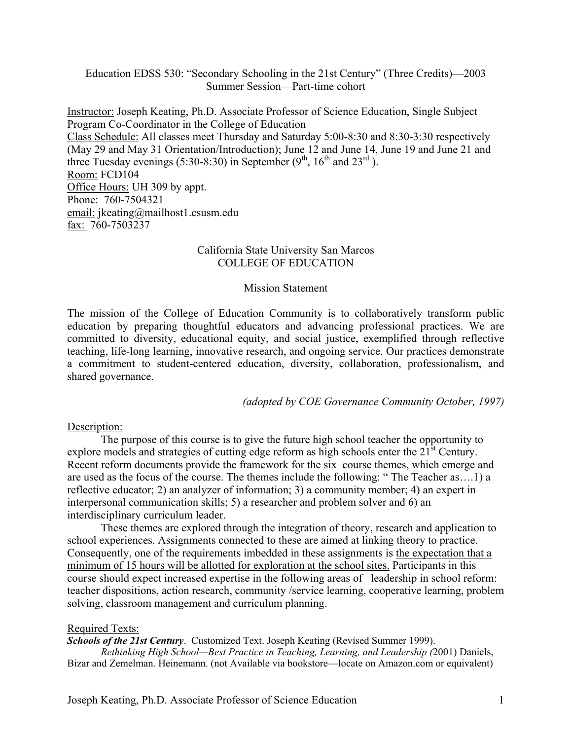Education EDSS 530: "Secondary Schooling in the 21st Century" (Three Credits)—2003 Summer Session—Part-time cohort

Instructor: Joseph Keating, Ph.D. Associate Professor of Science Education, Single Subject Program Co-Coordinator in the College of Education
Class Schedule: All classes meet Thursday and Saturday 5:00-8:30 and 8:30-3:30 respectively (May 29 and May 31 Orientation/Introduction); June 12 and June 14, June 19 and June 21 and three Tuesday evenings (5:30-8:30) in September (9th, 16th and 23rd ).
Room: FCD104
Office Hours: UH 309 by appt.
Phone: 760-7504321
email: jkeating@mailhost1.csusm.edu
fax: 760-7503237

California State University San Marcos
COLLEGE OF EDUCATION

Mission Statement

The mission of the College of Education Community is to collaboratively transform public education by preparing thoughtful educators and advancing professional practices. We are committed to diversity, educational equity, and social justice, exemplified through reflective teaching, life-long learning, innovative research, and ongoing service. Our practices demonstrate a commitment to student-centered education, diversity, collaboration, professionalism, and shared governance.

*(adopted by COE Governance Community October, 1997)*

Description:

The purpose of this course is to give the future high school teacher the opportunity to explore models and strategies of cutting edge reform as high schools enter the 21st Century. Recent reform documents provide the framework for the six course themes, which emerge and are used as the focus of the course. The themes include the following: " The Teacher as….1) a reflective educator; 2) an analyzer of information; 3) a community member; 4) an expert in interpersonal communication skills; 5) a researcher and problem solver and 6) an interdisciplinary curriculum leader.

These themes are explored through the integration of theory, research and application to school experiences. Assignments connected to these are aimed at linking theory to practice. Consequently, one of the requirements imbedded in these assignments is the expectation that a minimum of 15 hours will be allotted for exploration at the school sites. Participants in this course should expect increased expertise in the following areas of leadership in school reform: teacher dispositions, action research, community /service learning, cooperative learning, problem solving, classroom management and curriculum planning.

Required Texts:

***Schools of the 21st Century***. Customized Text. Joseph Keating (Revised Summer 1999).

*Rethinking High School—Best Practice in Teaching, Learning, and Leadership (*2001) Daniels, Bizar and Zemelman. Heinemann. (not Available via bookstore—locate on Amazon.com or equivalent)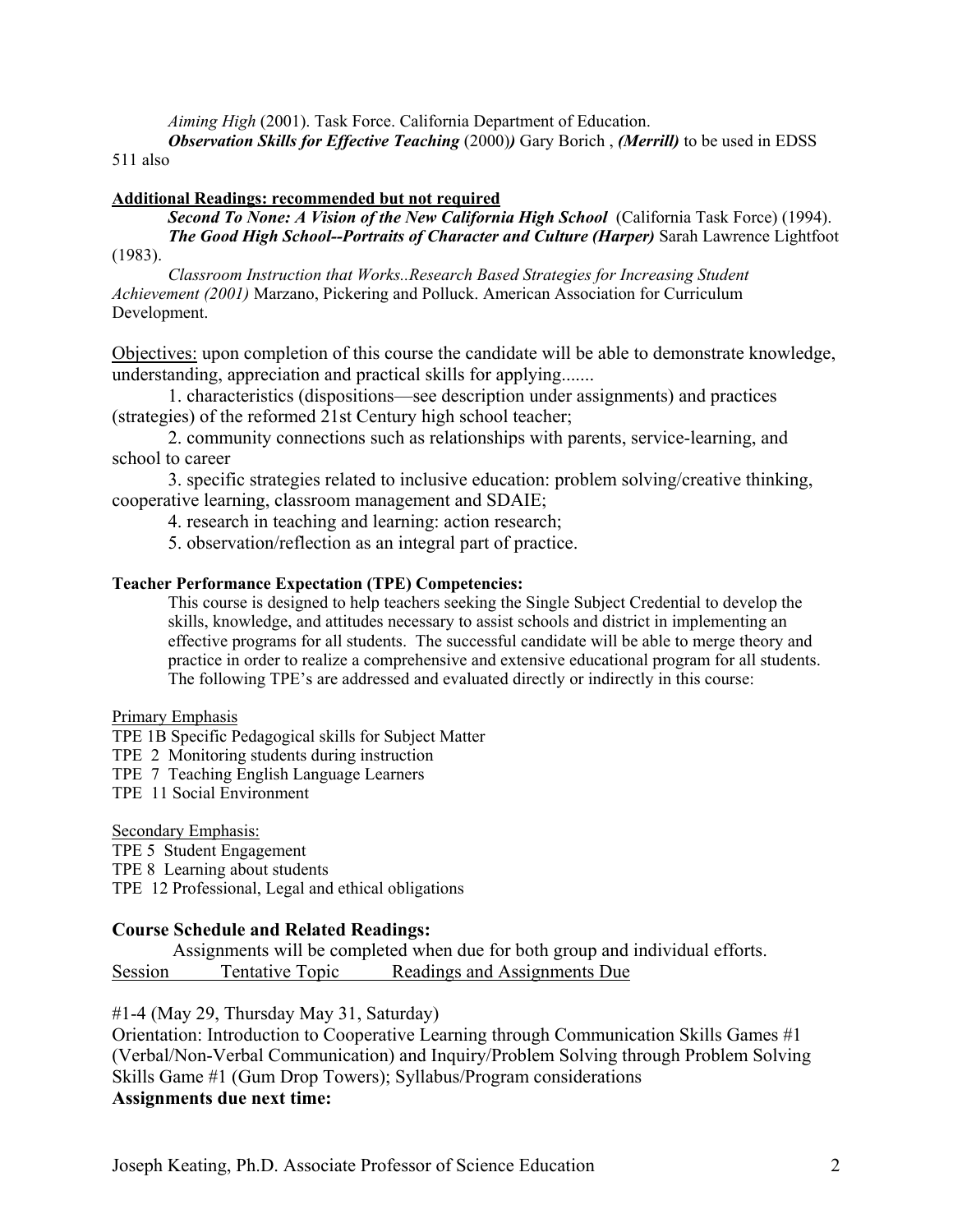*Aiming High* (2001). Task Force. California Department of Education.

***Observation Skills for Effective Teaching*** (2000)***)*** Gary Borich , ***(Merrill)*** to be used in EDSS 511 also

**<u>Additional Readings: recommended but not required</u>**

***Second To None: A Vision of the New California High School*** (California Task Force) (1994).

***The Good High School--Portraits of Character and Culture (Harper)*** Sarah Lawrence Lightfoot (1983).

*Classroom Instruction that Works..Research Based Strategies for Increasing Student Achievement (2001)* Marzano, Pickering and Polluck. American Association for Curriculum Development.

<u>Objectives:</u> upon completion of this course the candidate will be able to demonstrate knowledge, understanding, appreciation and practical skills for applying.......

1. characteristics (dispositions—see description under assignments) and practices (strategies) of the reformed 21st Century high school teacher;
2. community connections such as relationships with parents, service-learning, and school to career
3. specific strategies related to inclusive education: problem solving/creative thinking, cooperative learning, classroom management and SDAIE;
4. research in teaching and learning: action research;
5. observation/reflection as an integral part of practice.

**Teacher Performance Expectation (TPE) Competencies:**

This course is designed to help teachers seeking the Single Subject Credential to develop the skills, knowledge, and attitudes necessary to assist schools and district in implementing an effective programs for all students. The successful candidate will be able to merge theory and practice in order to realize a comprehensive and extensive educational program for all students. The following TPE's are addressed and evaluated directly or indirectly in this course:

<u>Primary Emphasis</u>

TPE 1B Specific Pedagogical skills for Subject Matter
TPE 2 Monitoring students during instruction
TPE 7 Teaching English Language Learners
TPE 11 Social Environment

<u>Secondary Emphasis:</u>

TPE 5 Student Engagement
TPE 8 Learning about students
TPE 12 Professional, Legal and ethical obligations

## Course Schedule and Related Readings:

Assignments will be completed when due for both group and individual efforts.

<u>Session Tentative Topic Readings and Assignments Due</u>

#1-4 (May 29, Thursday May 31, Saturday)
Orientation: Introduction to Cooperative Learning through Communication Skills Games #1 (Verbal/Non-Verbal Communication) and Inquiry/Problem Solving through Problem Solving Skills Game #1 (Gum Drop Towers); Syllabus/Program considerations

**Assignments due next time:**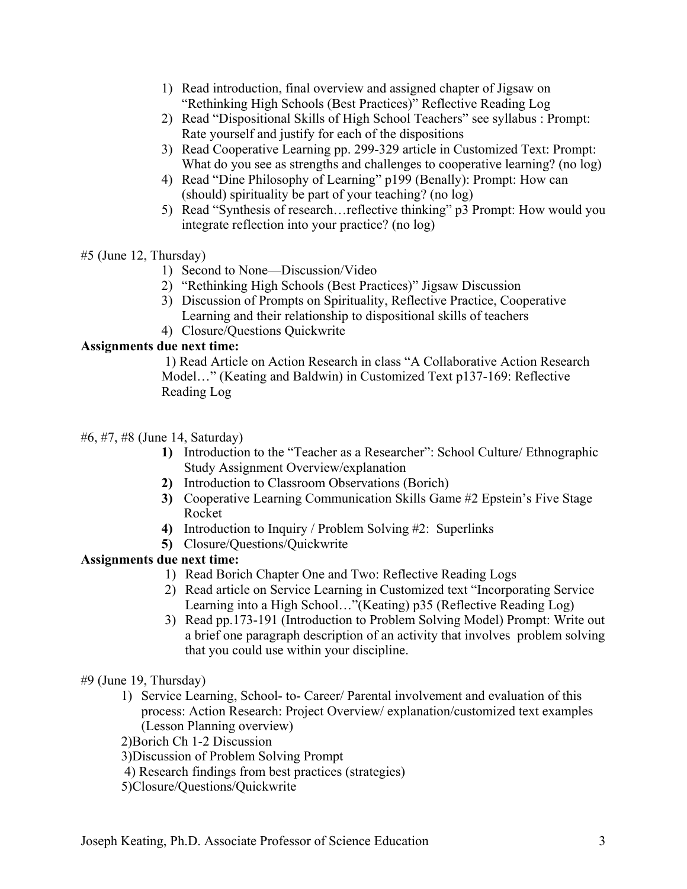1) Read introduction, final overview and assigned chapter of Jigsaw on "Rethinking High Schools (Best Practices)" Reflective Reading Log
2) Read "Dispositional Skills of High School Teachers" see syllabus : Prompt: Rate yourself and justify for each of the dispositions
3) Read Cooperative Learning pp. 299-329 article in Customized Text: Prompt: What do you see as strengths and challenges to cooperative learning? (no log)
4) Read "Dine Philosophy of Learning" p199 (Benally): Prompt: How can (should) spirituality be part of your teaching? (no log)
5) Read "Synthesis of research…reflective thinking" p3 Prompt: How would you integrate reflection into your practice? (no log)

#5 (June 12, Thursday)

1) Second to None—Discussion/Video
2) "Rethinking High Schools (Best Practices)" Jigsaw Discussion
3) Discussion of Prompts on Spirituality, Reflective Practice, Cooperative Learning and their relationship to dispositional skills of teachers
4) Closure/Questions Quickwrite

**Assignments due next time:**

1) Read Article on Action Research in class "A Collaborative Action Research Model…" (Keating and Baldwin) in Customized Text p137-169: Reflective Reading Log

#6, #7, #8 (June 14, Saturday)

**1)** Introduction to the "Teacher as a Researcher": School Culture/ Ethnographic Study Assignment Overview/explanation
**2)** Introduction to Classroom Observations (Borich)
**3)** Cooperative Learning Communication Skills Game #2 Epstein's Five Stage Rocket
**4)** Introduction to Inquiry / Problem Solving #2: Superlinks
**5)** Closure/Questions/Quickwrite

**Assignments due next time:**

1) Read Borich Chapter One and Two: Reflective Reading Logs
2) Read article on Service Learning in Customized text "Incorporating Service Learning into a High School…"(Keating) p35 (Reflective Reading Log)
3) Read pp.173-191 (Introduction to Problem Solving Model) Prompt: Write out a brief one paragraph description of an activity that involves problem solving that you could use within your discipline.

#9 (June 19, Thursday)

1) Service Learning, School- to- Career/ Parental involvement and evaluation of this process: Action Research: Project Overview/ explanation/customized text examples (Lesson Planning overview)
2) Borich Ch 1-2 Discussion
3) Discussion of Problem Solving Prompt
4) Research findings from best practices (strategies)
5) Closure/Questions/Quickwrite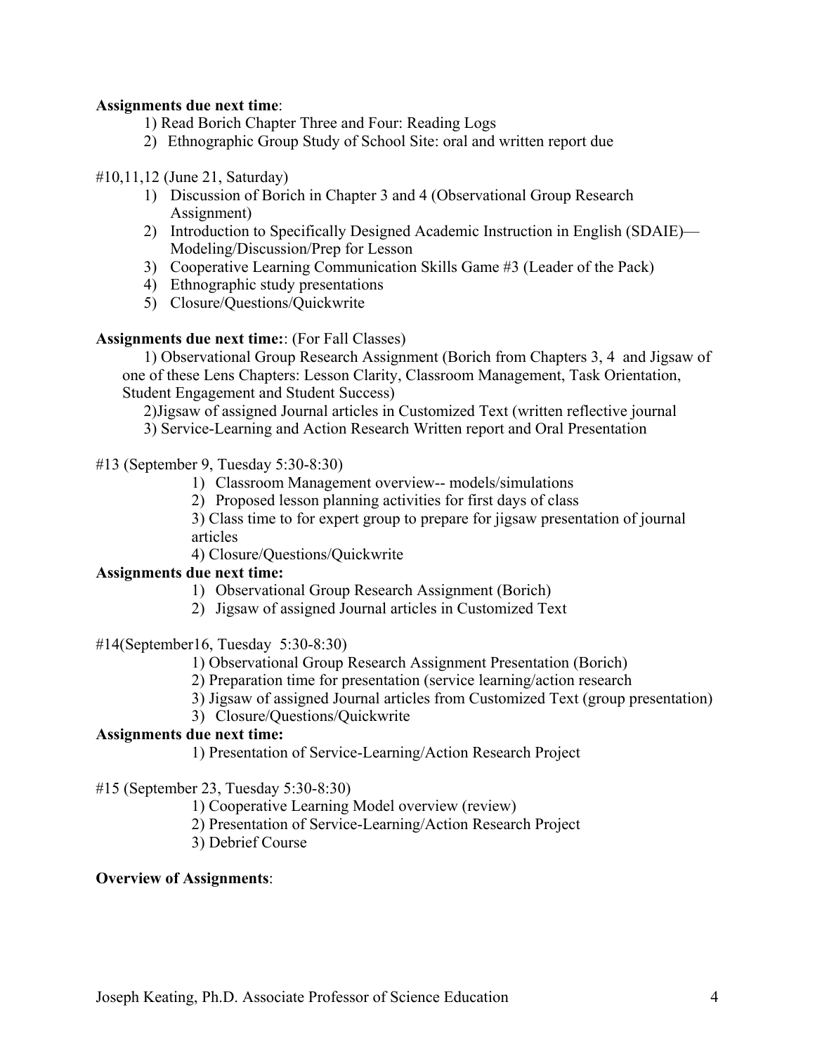**Assignments due next time**:

1) Read Borich Chapter Three and Four: Reading Logs
2) Ethnographic Group Study of School Site: oral and written report due

#10,11,12 (June 21, Saturday)

1) Discussion of Borich in Chapter 3 and 4 (Observational Group Research Assignment)
2) Introduction to Specifically Designed Academic Instruction in English (SDAIE)—Modeling/Discussion/Prep for Lesson
3) Cooperative Learning Communication Skills Game #3 (Leader of the Pack)
4) Ethnographic study presentations
5) Closure/Questions/Quickwrite

**Assignments due next time:**: (For Fall Classes)

1) Observational Group Research Assignment (Borich from Chapters 3, 4 and Jigsaw of one of these Lens Chapters: Lesson Clarity, Classroom Management, Task Orientation, Student Engagement and Student Success)

2)Jigsaw of assigned Journal articles in Customized Text (written reflective journal

3) Service-Learning and Action Research Written report and Oral Presentation

#13 (September 9, Tuesday 5:30-8:30)

1) Classroom Management overview-- models/simulations
2) Proposed lesson planning activities for first days of class
3) Class time to for expert group to prepare for jigsaw presentation of journal articles
4) Closure/Questions/Quickwrite

**Assignments due next time:**

1) Observational Group Research Assignment (Borich)
2) Jigsaw of assigned Journal articles in Customized Text

#14(September16, Tuesday 5:30-8:30)

1) Observational Group Research Assignment Presentation (Borich)
2) Preparation time for presentation (service learning/action research
3) Jigsaw of assigned Journal articles from Customized Text (group presentation)
3) Closure/Questions/Quickwrite

**Assignments due next time:**

1) Presentation of Service-Learning/Action Research Project

#15 (September 23, Tuesday 5:30-8:30)

1) Cooperative Learning Model overview (review)
2) Presentation of Service-Learning/Action Research Project
3) Debrief Course

**Overview of Assignments**: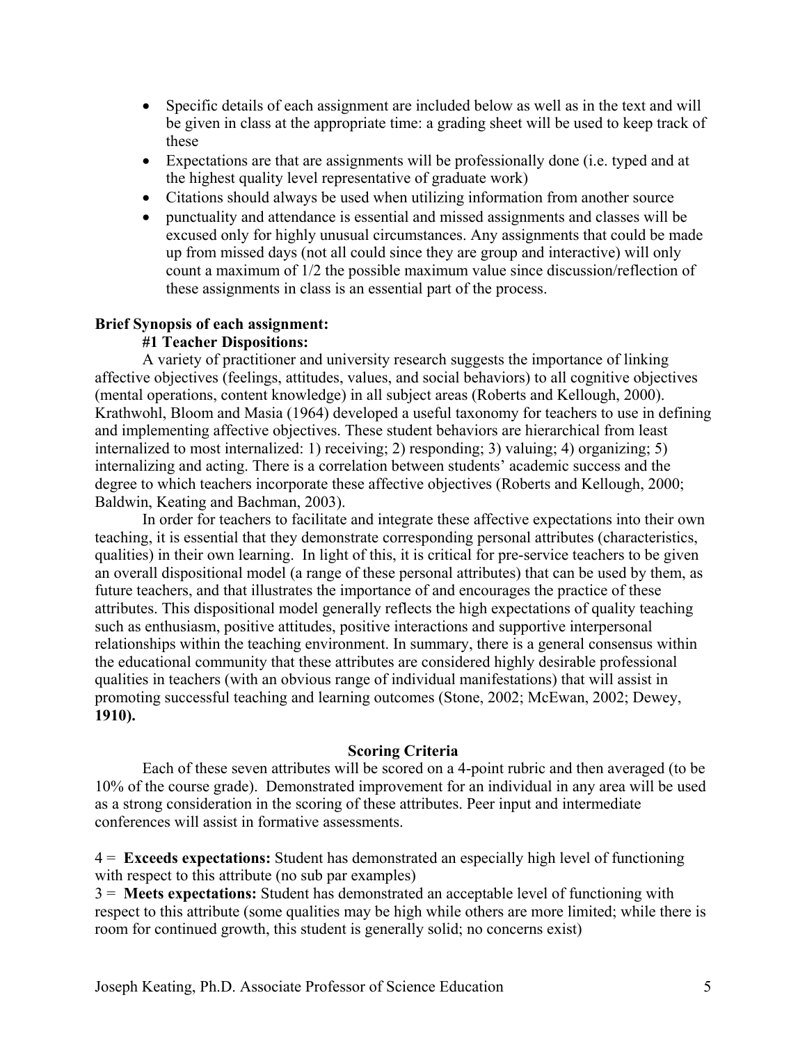- Specific details of each assignment are included below as well as in the text and will be given in class at the appropriate time: a grading sheet will be used to keep track of these
- Expectations are that are assignments will be professionally done (i.e. typed and at the highest quality level representative of graduate work)
- Citations should always be used when utilizing information from another source
- punctuality and attendance is essential and missed assignments and classes will be excused only for highly unusual circumstances. Any assignments that could be made up from missed days (not all could since they are group and interactive) will only count a maximum of 1/2 the possible maximum value since discussion/reflection of these assignments in class is an essential part of the process.

**Brief Synopsis of each assignment:**

**#1 Teacher Dispositions:**

A variety of practitioner and university research suggests the importance of linking affective objectives (feelings, attitudes, values, and social behaviors) to all cognitive objectives (mental operations, content knowledge) in all subject areas (Roberts and Kellough, 2000). Krathwohl, Bloom and Masia (1964) developed a useful taxonomy for teachers to use in defining and implementing affective objectives. These student behaviors are hierarchical from least internalized to most internalized: 1) receiving; 2) responding; 3) valuing; 4) organizing; 5) internalizing and acting. There is a correlation between students' academic success and the degree to which teachers incorporate these affective objectives (Roberts and Kellough, 2000; Baldwin, Keating and Bachman, 2003).

In order for teachers to facilitate and integrate these affective expectations into their own teaching, it is essential that they demonstrate corresponding personal attributes (characteristics, qualities) in their own learning. In light of this, it is critical for pre-service teachers to be given an overall dispositional model (a range of these personal attributes) that can be used by them, as future teachers, and that illustrates the importance of and encourages the practice of these attributes. This dispositional model generally reflects the high expectations of quality teaching such as enthusiasm, positive attitudes, positive interactions and supportive interpersonal relationships within the teaching environment. In summary, there is a general consensus within the educational community that these attributes are considered highly desirable professional qualities in teachers (with an obvious range of individual manifestations) that will assist in promoting successful teaching and learning outcomes (Stone, 2002; McEwan, 2002; Dewey, **1910).**

**Scoring Criteria**

Each of these seven attributes will be scored on a 4-point rubric and then averaged (to be 10% of the course grade). Demonstrated improvement for an individual in any area will be used as a strong consideration in the scoring of these attributes. Peer input and intermediate conferences will assist in formative assessments.

4 = **Exceeds expectations:** Student has demonstrated an especially high level of functioning with respect to this attribute (no sub par examples)

3 = **Meets expectations:** Student has demonstrated an acceptable level of functioning with respect to this attribute (some qualities may be high while others are more limited; while there is room for continued growth, this student is generally solid; no concerns exist)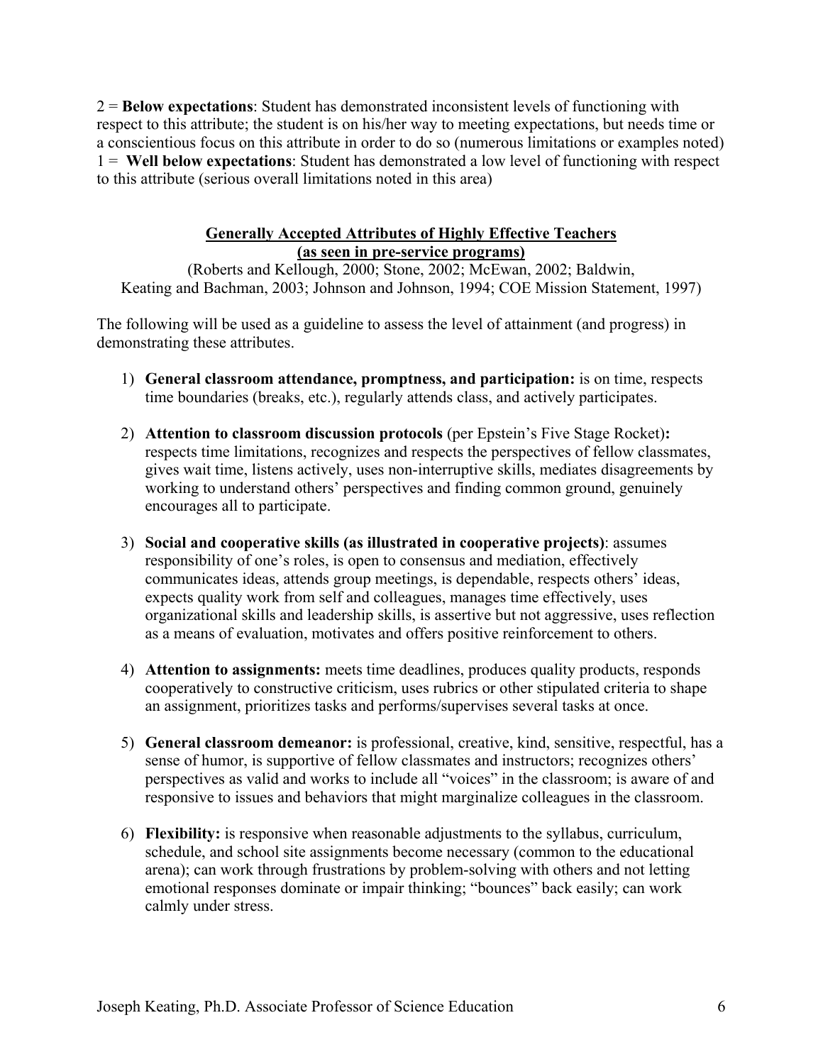2 = **Below expectations**: Student has demonstrated inconsistent levels of functioning with respect to this attribute; the student is on his/her way to meeting expectations, but needs time or a conscientious focus on this attribute in order to do so (numerous limitations or examples noted)
1 = **Well below expectations**: Student has demonstrated a low level of functioning with respect to this attribute (serious overall limitations noted in this area)

## Generally Accepted Attributes of Highly Effective Teachers (as seen in pre-service programs)

(Roberts and Kellough, 2000; Stone, 2002; McEwan, 2002; Baldwin, Keating and Bachman, 2003; Johnson and Johnson, 1994; COE Mission Statement, 1997)

The following will be used as a guideline to assess the level of attainment (and progress) in demonstrating these attributes.

1) **General classroom attendance, promptness, and participation:** is on time, respects time boundaries (breaks, etc.), regularly attends class, and actively participates.

2) **Attention to classroom discussion protocols** (per Epstein's Five Stage Rocket)**:** respects time limitations, recognizes and respects the perspectives of fellow classmates, gives wait time, listens actively, uses non-interruptive skills, mediates disagreements by working to understand others' perspectives and finding common ground, genuinely encourages all to participate.

3) **Social and cooperative skills (as illustrated in cooperative projects)**: assumes responsibility of one's roles, is open to consensus and mediation, effectively communicates ideas, attends group meetings, is dependable, respects others' ideas, expects quality work from self and colleagues, manages time effectively, uses organizational skills and leadership skills, is assertive but not aggressive, uses reflection as a means of evaluation, motivates and offers positive reinforcement to others.

4) **Attention to assignments:** meets time deadlines, produces quality products, responds cooperatively to constructive criticism, uses rubrics or other stipulated criteria to shape an assignment, prioritizes tasks and performs/supervises several tasks at once.

5) **General classroom demeanor:** is professional, creative, kind, sensitive, respectful, has a sense of humor, is supportive of fellow classmates and instructors; recognizes others' perspectives as valid and works to include all "voices" in the classroom; is aware of and responsive to issues and behaviors that might marginalize colleagues in the classroom.

6) **Flexibility:** is responsive when reasonable adjustments to the syllabus, curriculum, schedule, and school site assignments become necessary (common to the educational arena); can work through frustrations by problem-solving with others and not letting emotional responses dominate or impair thinking; "bounces" back easily; can work calmly under stress.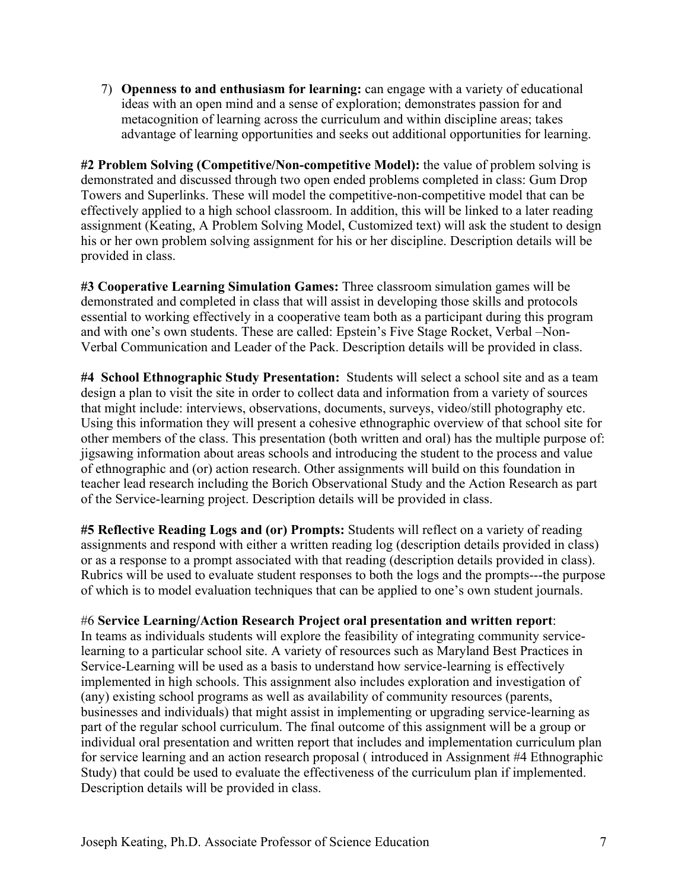7) **Openness to and enthusiasm for learning:** can engage with a variety of educational ideas with an open mind and a sense of exploration; demonstrates passion for and metacognition of learning across the curriculum and within discipline areas; takes advantage of learning opportunities and seeks out additional opportunities for learning.

**#2 Problem Solving (Competitive/Non-competitive Model):** the value of problem solving is demonstrated and discussed through two open ended problems completed in class: Gum Drop Towers and Superlinks. These will model the competitive-non-competitive model that can be effectively applied to a high school classroom. In addition, this will be linked to a later reading assignment (Keating, A Problem Solving Model, Customized text) will ask the student to design his or her own problem solving assignment for his or her discipline. Description details will be provided in class.

**#3 Cooperative Learning Simulation Games:** Three classroom simulation games will be demonstrated and completed in class that will assist in developing those skills and protocols essential to working effectively in a cooperative team both as a participant during this program and with one's own students. These are called: Epstein's Five Stage Rocket, Verbal –Non-Verbal Communication and Leader of the Pack. Description details will be provided in class.

**#4 School Ethnographic Study Presentation:** Students will select a school site and as a team design a plan to visit the site in order to collect data and information from a variety of sources that might include: interviews, observations, documents, surveys, video/still photography etc. Using this information they will present a cohesive ethnographic overview of that school site for other members of the class. This presentation (both written and oral) has the multiple purpose of: jigsawing information about areas schools and introducing the student to the process and value of ethnographic and (or) action research. Other assignments will build on this foundation in teacher lead research including the Borich Observational Study and the Action Research as part of the Service-learning project. Description details will be provided in class.

**#5 Reflective Reading Logs and (or) Prompts:** Students will reflect on a variety of reading assignments and respond with either a written reading log (description details provided in class) or as a response to a prompt associated with that reading (description details provided in class). Rubrics will be used to evaluate student responses to both the logs and the prompts---the purpose of which is to model evaluation techniques that can be applied to one's own student journals.

#6 **Service Learning/Action Research Project oral presentation and written report**:
In teams as individuals students will explore the feasibility of integrating community service-learning to a particular school site. A variety of resources such as Maryland Best Practices in Service-Learning will be used as a basis to understand how service-learning is effectively implemented in high schools. This assignment also includes exploration and investigation of (any) existing school programs as well as availability of community resources (parents, businesses and individuals) that might assist in implementing or upgrading service-learning as part of the regular school curriculum. The final outcome of this assignment will be a group or individual oral presentation and written report that includes and implementation curriculum plan for service learning and an action research proposal ( introduced in Assignment #4 Ethnographic Study) that could be used to evaluate the effectiveness of the curriculum plan if implemented. Description details will be provided in class.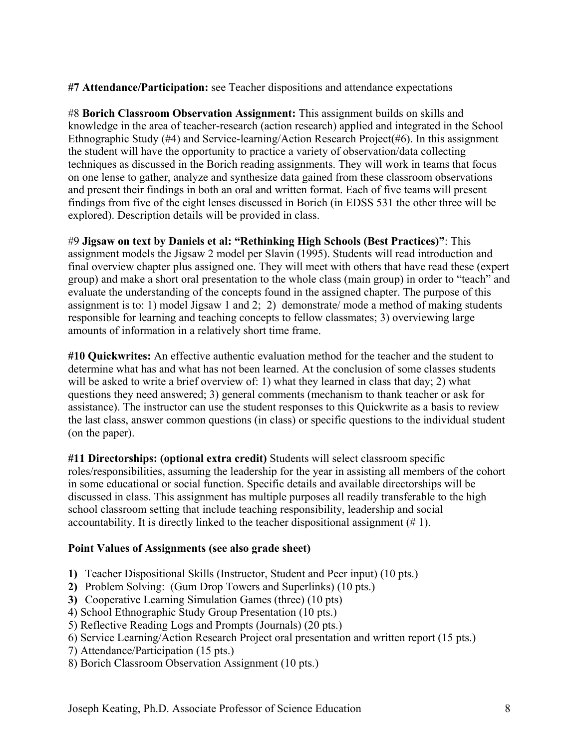**#7 Attendance/Participation:** see Teacher dispositions and attendance expectations

#8 **Borich Classroom Observation Assignment:** This assignment builds on skills and knowledge in the area of teacher-research (action research) applied and integrated in the School Ethnographic Study (#4) and Service-learning/Action Research Project(#6). In this assignment the student will have the opportunity to practice a variety of observation/data collecting techniques as discussed in the Borich reading assignments. They will work in teams that focus on one lense to gather, analyze and synthesize data gained from these classroom observations and present their findings in both an oral and written format. Each of five teams will present findings from five of the eight lenses discussed in Borich (in EDSS 531 the other three will be explored). Description details will be provided in class.

#9 **Jigsaw on text by Daniels et al: "Rethinking High Schools (Best Practices)"**: This assignment models the Jigsaw 2 model per Slavin (1995). Students will read introduction and final overview chapter plus assigned one. They will meet with others that have read these (expert group) and make a short oral presentation to the whole class (main group) in order to "teach" and evaluate the understanding of the concepts found in the assigned chapter. The purpose of this assignment is to: 1) model Jigsaw 1 and 2; 2) demonstrate/ mode a method of making students responsible for learning and teaching concepts to fellow classmates; 3) overviewing large amounts of information in a relatively short time frame.

**#10 Quickwrites:** An effective authentic evaluation method for the teacher and the student to determine what has and what has not been learned. At the conclusion of some classes students will be asked to write a brief overview of: 1) what they learned in class that day; 2) what questions they need answered; 3) general comments (mechanism to thank teacher or ask for assistance). The instructor can use the student responses to this Quickwrite as a basis to review the last class, answer common questions (in class) or specific questions to the individual student (on the paper).

**#11 Directorships: (optional extra credit)** Students will select classroom specific roles/responsibilities, assuming the leadership for the year in assisting all members of the cohort in some educational or social function. Specific details and available directorships will be discussed in class. This assignment has multiple purposes all readily transferable to the high school classroom setting that include teaching responsibility, leadership and social accountability. It is directly linked to the teacher dispositional assignment (# 1).

**Point Values of Assignments (see also grade sheet)**

**1)** Teacher Dispositional Skills (Instructor, Student and Peer input) (10 pts.)
**2)** Problem Solving: (Gum Drop Towers and Superlinks) (10 pts.)
**3)** Cooperative Learning Simulation Games (three) (10 pts)
4) School Ethnographic Study Group Presentation (10 pts.)
5) Reflective Reading Logs and Prompts (Journals) (20 pts.)
6) Service Learning/Action Research Project oral presentation and written report (15 pts.)
7) Attendance/Participation (15 pts.)
8) Borich Classroom Observation Assignment (10 pts.)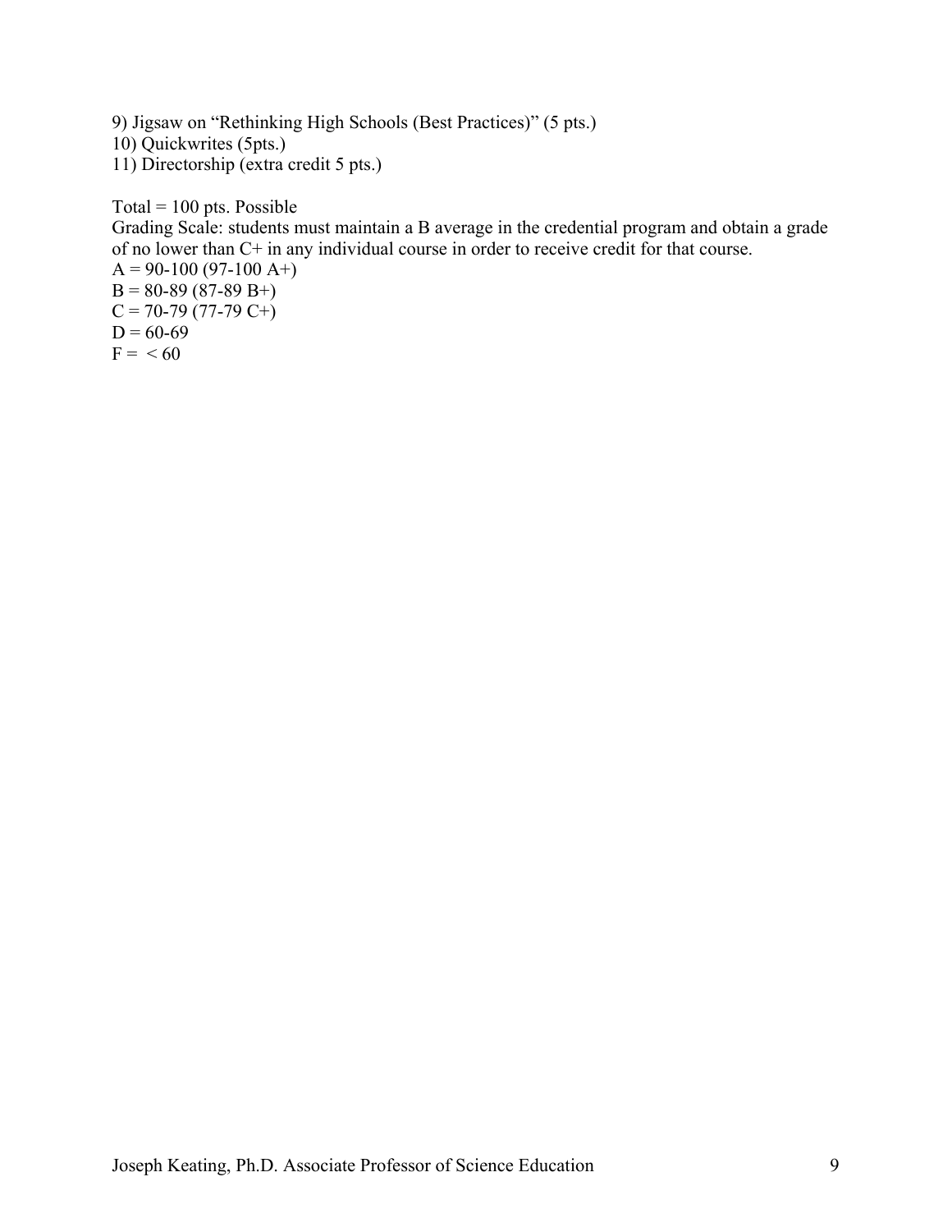9) Jigsaw on "Rethinking High Schools (Best Practices)" (5 pts.)
10) Quickwrites (5pts.)
11) Directorship (extra credit 5 pts.)

Total = 100 pts. Possible
Grading Scale: students must maintain a B average in the credential program and obtain a grade of no lower than C+ in any individual course in order to receive credit for that course.
A = 90-100 (97-100 A+)
B = 80-89 (87-89 B+)
C = 70-79 (77-79 C+)
D = 60-69
F = < 60